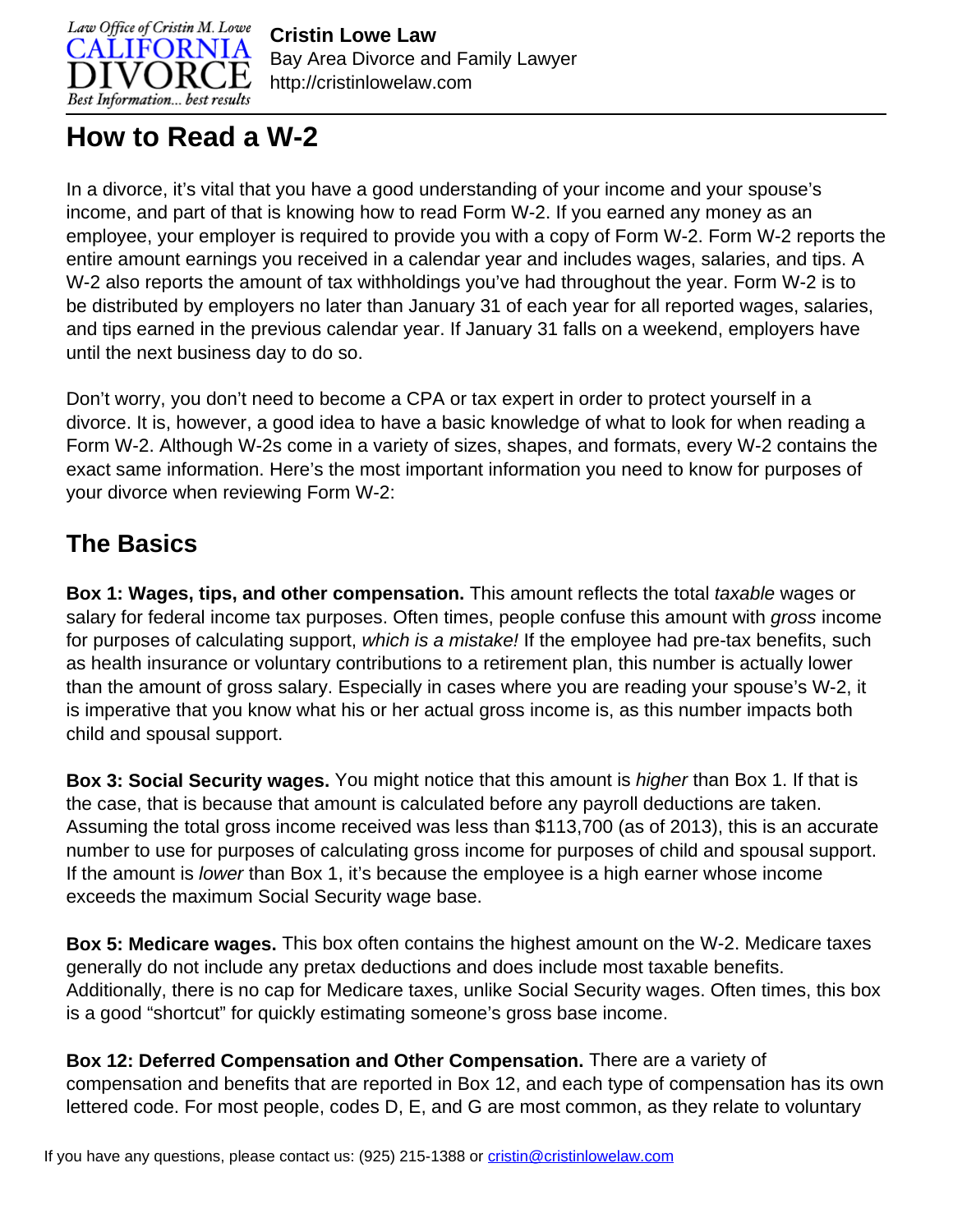# How to Read a W-2

In a divorce, it's vital that you have a good understanding of your income and your spouse's income, and part of that is knowing how to read Form W-2. If you earned any money as an employee, your employer is required to provide you with a copy of Form W-2. Form W-2 reports the entire amount earnings you received in a calendar year and includes wages, salaries, and tips. A W-2 also reports the amount of tax withholdings you've had throughout the year. Form W-2 is to be distributed by employers no later than January 31 of each year for all reported wages, salaries, and tips earned in the previous calendar year. If January 31 falls on a weekend, employers have until the next business day to do so.

Don't worry, you don't need to become a CPA or tax expert in order to protect yourself in a divorce. It is, however, a good idea to have a basic knowledge of what to look for when reading a Form W-2. Although W-2s come in a variety of sizes, shapes, and formats, every W-2 contains the exact same information. Here's the most important information you need to know for purposes of your divorce when reviewing Form W-2:

## The Basics

**Box 1: Wages, tips, and other compensation.** This amount reflects the total *taxable* wages or salary for federal income tax purposes. Often times, people confuse this amount with *gross* income for purposes of calculating support, *which is a mistake!* If the employee had pre-tax benefits, such as health insurance or voluntary contributions to a retirement plan, this number is actually lower than the amount of gross salary. Especially in cases where you are reading your spouse's W-2, it is imperative that you know what his or her actual gross income is, as this number impacts both child and spousal support.

**Box 3: Social Security wages.** You might notice that this amount is *higher* than Box 1. If that is the case, that is because that amount is calculated before any payroll deductions are taken. Assuming the total gross income received was less than $113,700 (as of 2013), this is an accurate number to use for purposes of calculating gross income for purposes of child and spousal support. If the amount is *lower* than Box 1, it's because the employee is a high earner whose income exceeds the maximum Social Security wage base.

**Box 5: Medicare wages.** This box often contains the highest amount on the W-2. Medicare taxes generally do not include any pretax deductions and does include most taxable benefits. Additionally, there is no cap for Medicare taxes, unlike Social Security wages. Often times, this box is a good "shortcut" for quickly estimating someone's gross base income.

**Box 12: Deferred Compensation and Other Compensation.** There are a variety of compensation and benefits that are reported in Box 12, and each type of compensation has its own lettered code. For most people, codes D, E, and G are most common, as they relate to voluntary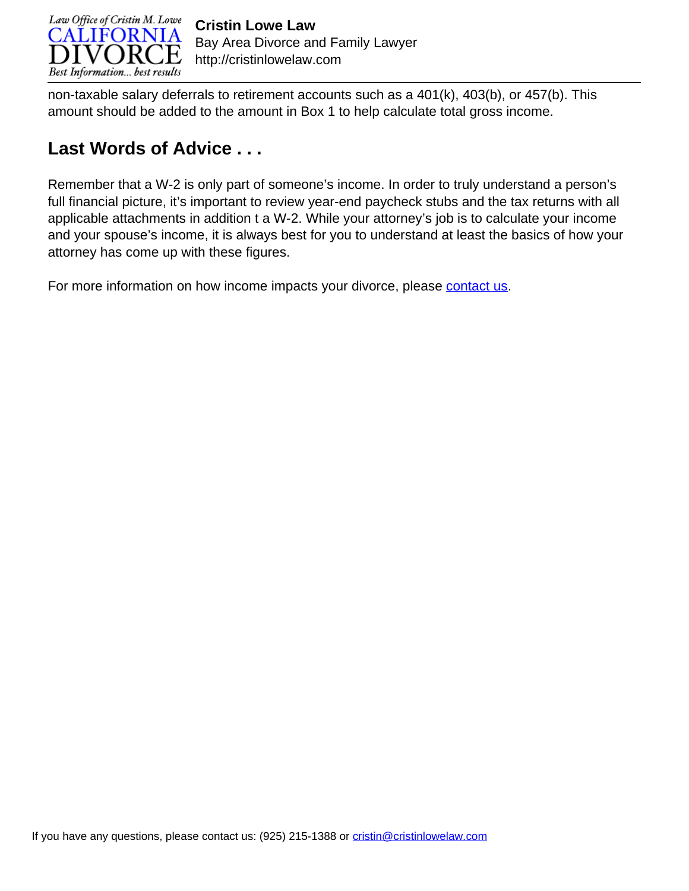non-taxable salary deferrals to retirement accounts such as a 401(k), 403(b), or 457(b). This amount should be added to the amount in Box 1 to help calculate total gross income.

## Last Words of Advice . . .

Remember that a W-2 is only part of someone's income. In order to truly understand a person's full financial picture, it's important to review year-end paycheck stubs and the tax returns with all applicable attachments in addition t a W-2. While your attorney's job is to calculate your income and your spouse's income, it is always best for you to understand at least the basics of how your attorney has come up with these figures.

For more information on how income impacts your divorce, please contact us.